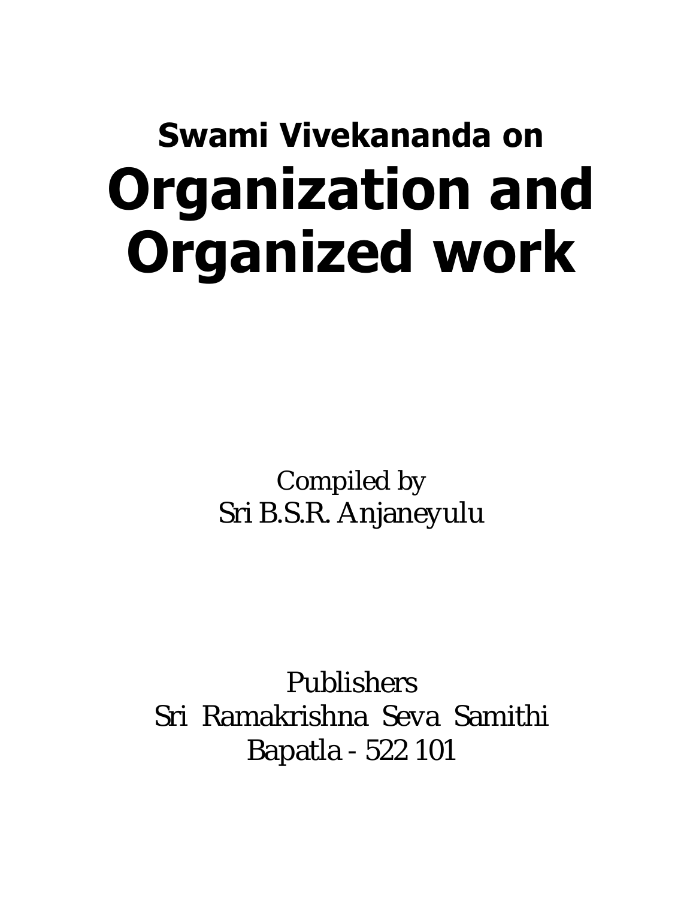## Swami Vivekananda on

# Organization and Organized work

Compiled by
Sri B.S.R. Anjaneyulu

Publishers
Sri Ramakrishna Seva Samithi
Bapatla - 522 101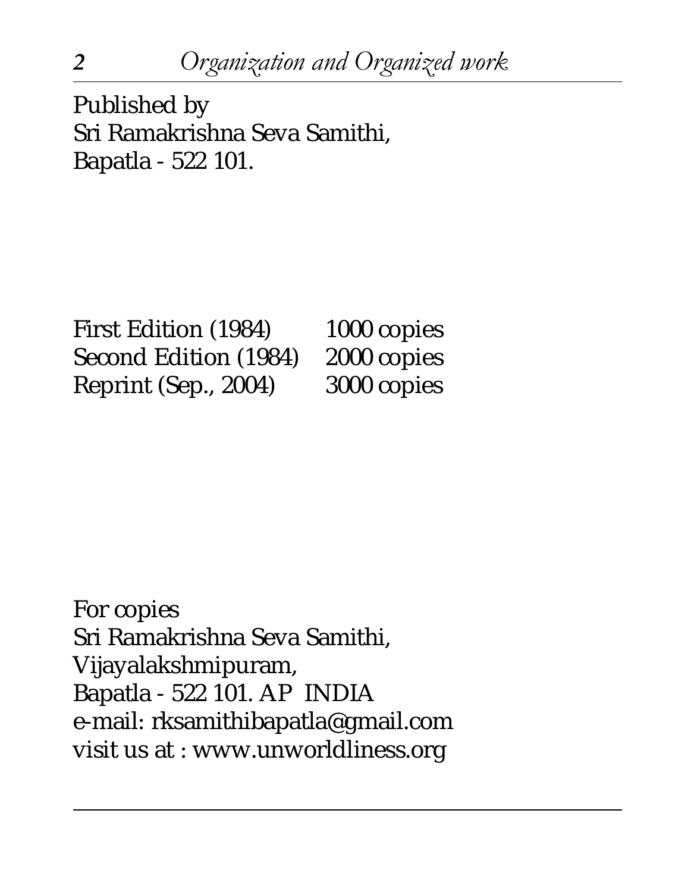Published by
Sri Ramakrishna Seva Samithi,
Bapatla - 522 101.

| | |
|---|---|
| First Edition (1984) | 1000 copies |
| Second Edition (1984) | 2000 copies |
| Reprint (Sep., 2004) | 3000 copies |

For copies
Sri Ramakrishna Seva Samithi,
Vijayalakshmipuram,
Bapatla - 522 101. AP INDIA
e-mail: rksamithibapatla@gmail.com
visit us at : www.unworldliness.org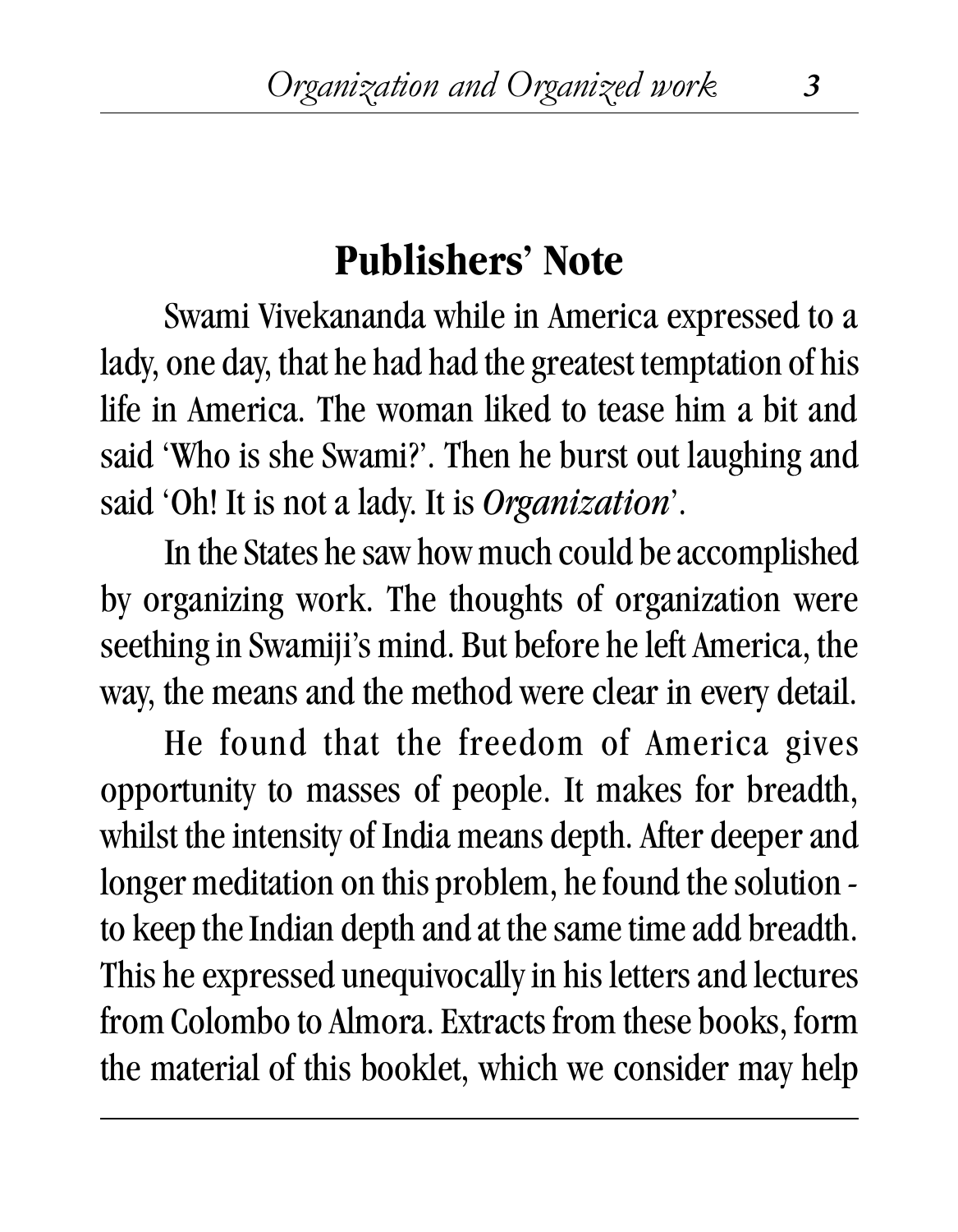# Publishers' Note

Swami Vivekananda while in America expressed to a lady, one day, that he had had the greatest temptation of his life in America. The woman liked to tease him a bit and said 'Who is she Swami?'. Then he burst out laughing and said 'Oh! It is not a lady. It is *Organization*'.

In the States he saw how much could be accomplished by organizing work. The thoughts of organization were seething in Swamiji's mind. But before he left America, the way, the means and the method were clear in every detail.

He found that the freedom of America gives opportunity to masses of people. It makes for breadth, whilst the intensity of India means depth. After deeper and longer meditation on this problem, he found the solution - to keep the Indian depth and at the same time add breadth. This he expressed unequivocally in his letters and lectures from Colombo to Almora. Extracts from these books, form the material of this booklet, which we consider may help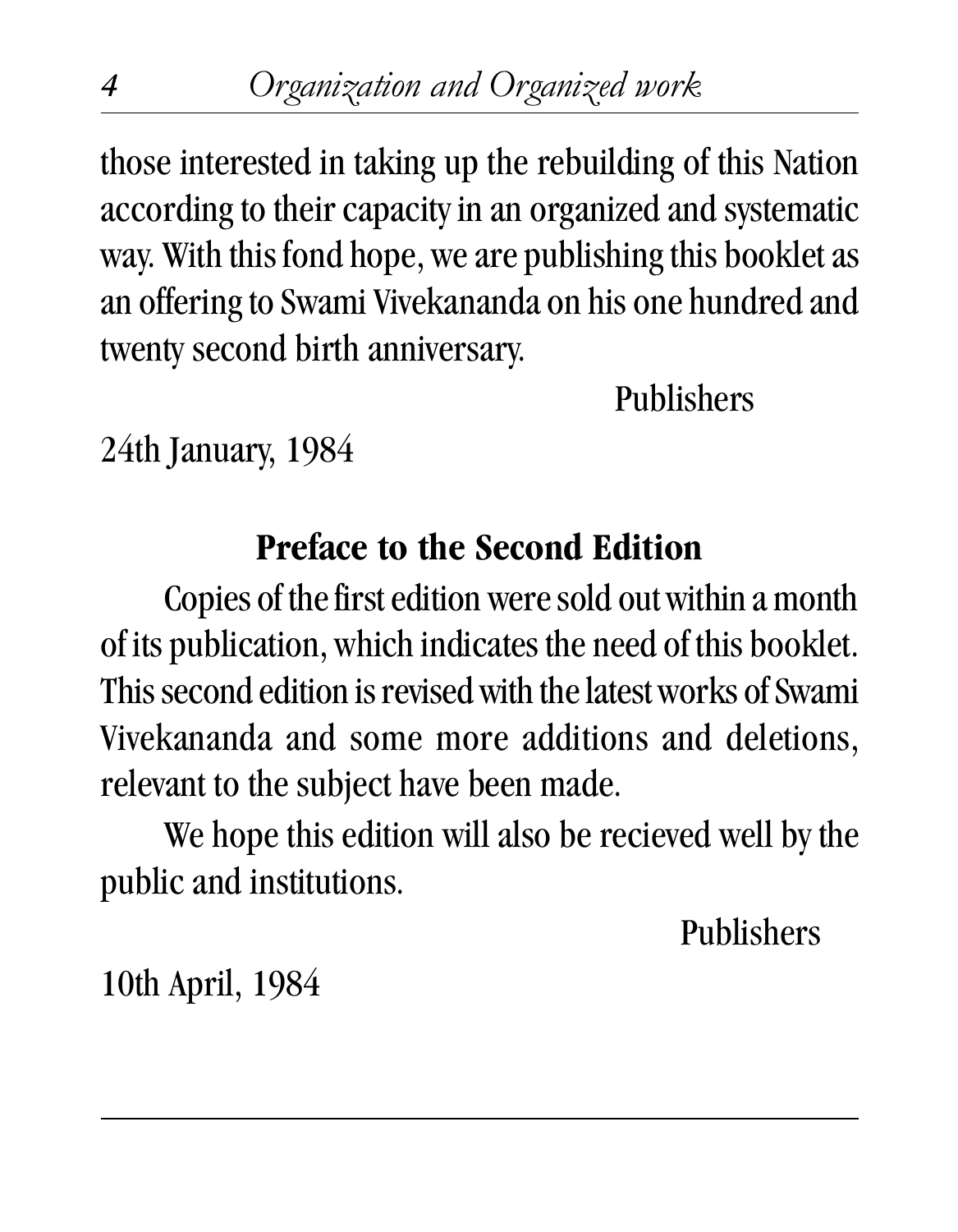those interested in taking up the rebuilding of this Nation according to their capacity in an organized and systematic way. With this fond hope, we are publishing this booklet as an offering to Swami Vivekananda on his one hundred and twenty second birth anniversary.

Publishers

24th January, 1984

## Preface to the Second Edition

Copies of the first edition were sold out within a month of its publication, which indicates the need of this booklet. This second edition is revised with the latest works of Swami Vivekananda and some more additions and deletions, relevant to the subject have been made.

We hope this edition will also be recieved well by the public and institutions.

Publishers

10th April, 1984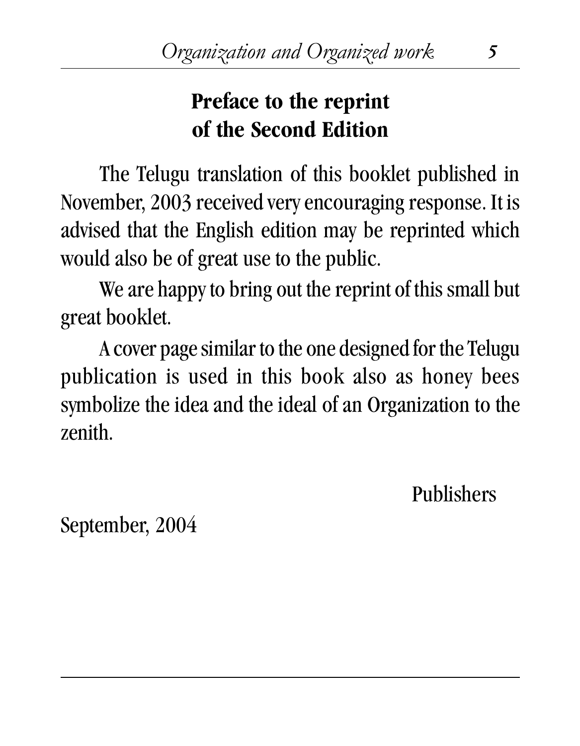# Preface to the reprint of the Second Edition

The Telugu translation of this booklet published in November, 2003 received very encouraging response. It is advised that the English edition may be reprinted which would also be of great use to the public.

We are happy to bring out the reprint of this small but great booklet.

A cover page similar to the one designed for the Telugu publication is used in this book also as honey bees symbolize the idea and the ideal of an Organization to the zenith.

Publishers

September, 2004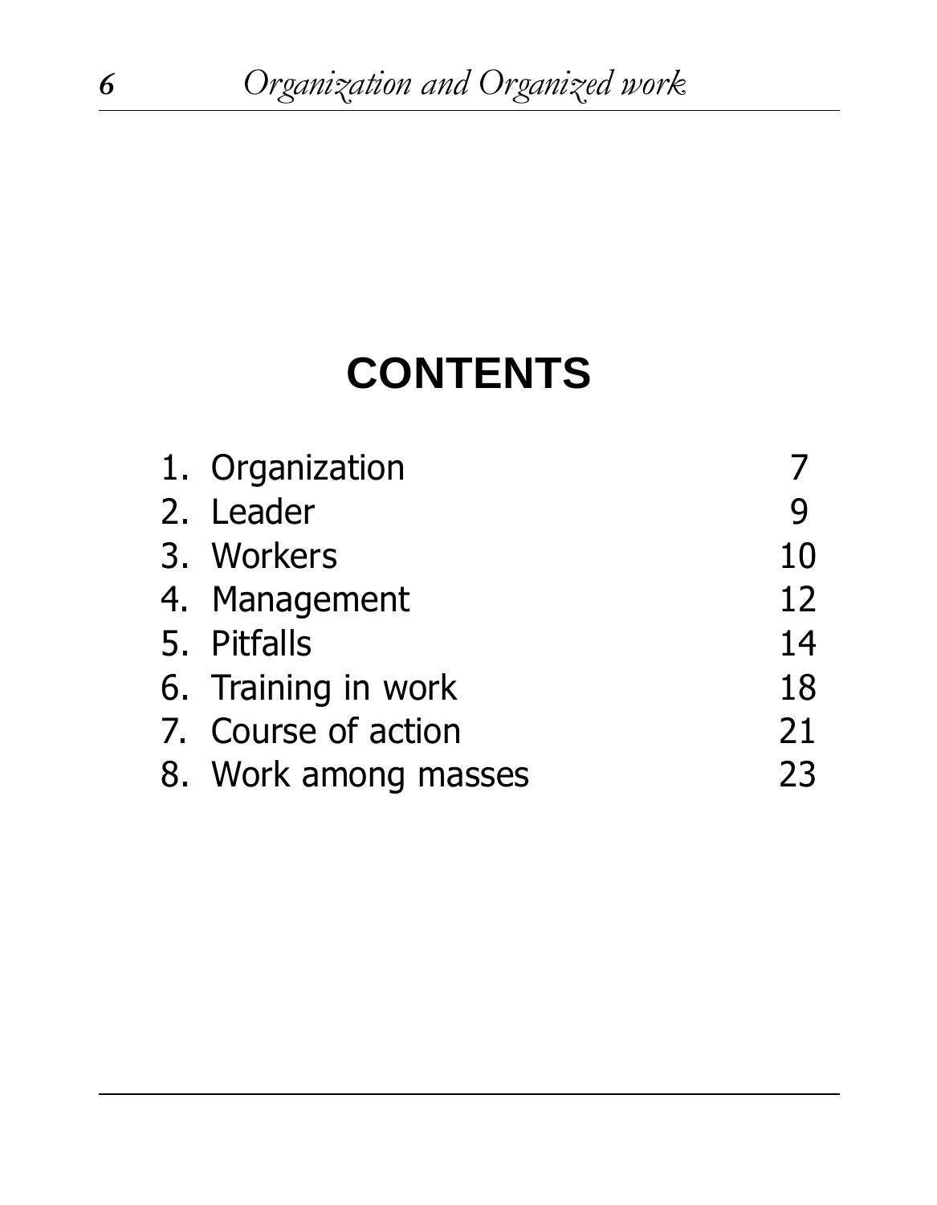# CONTENTS

| | |
|---|---|
| 1. Organization | 7 |
| 2. Leader | 9 |
| 3. Workers | 10 |
| 4. Management | 12 |
| 5. Pitfalls | 14 |
| 6. Training in work | 18 |
| 7. Course of action | 21 |
| 8. Work among masses | 23 |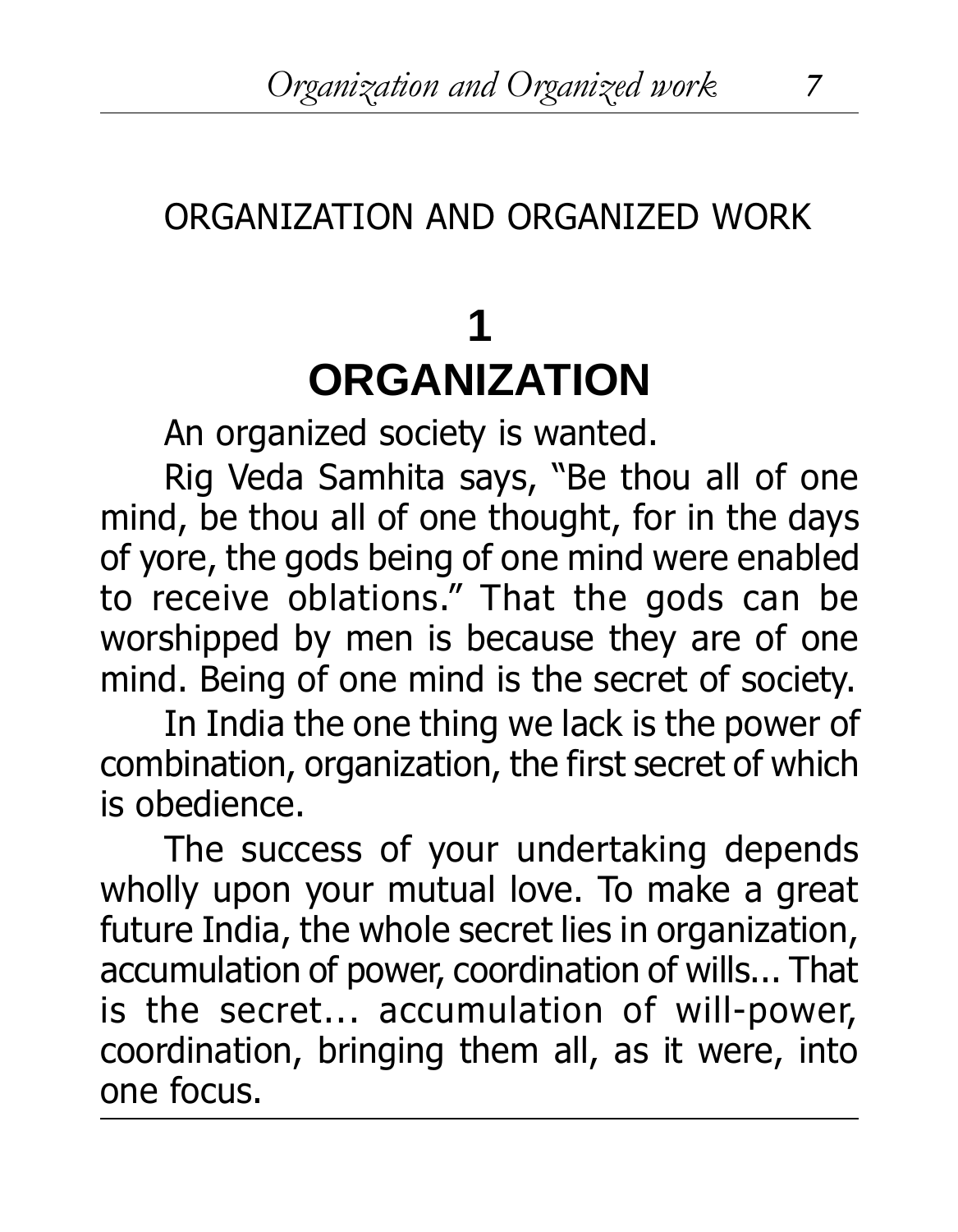# ORGANIZATION AND ORGANIZED WORK

## 1
## ORGANIZATION

An organized society is wanted.

Rig Veda Samhita says, "Be thou all of one mind, be thou all of one thought, for in the days of yore, the gods being of one mind were enabled to receive oblations." That the gods can be worshipped by men is because they are of one mind. Being of one mind is the secret of society.

In India the one thing we lack is the power of combination, organization, the first secret of which is obedience.

The success of your undertaking depends wholly upon your mutual love. To make a great future India, the whole secret lies in organization, accumulation of power, coordination of wills... That is the secret... accumulation of will-power, coordination, bringing them all, as it were, into one focus.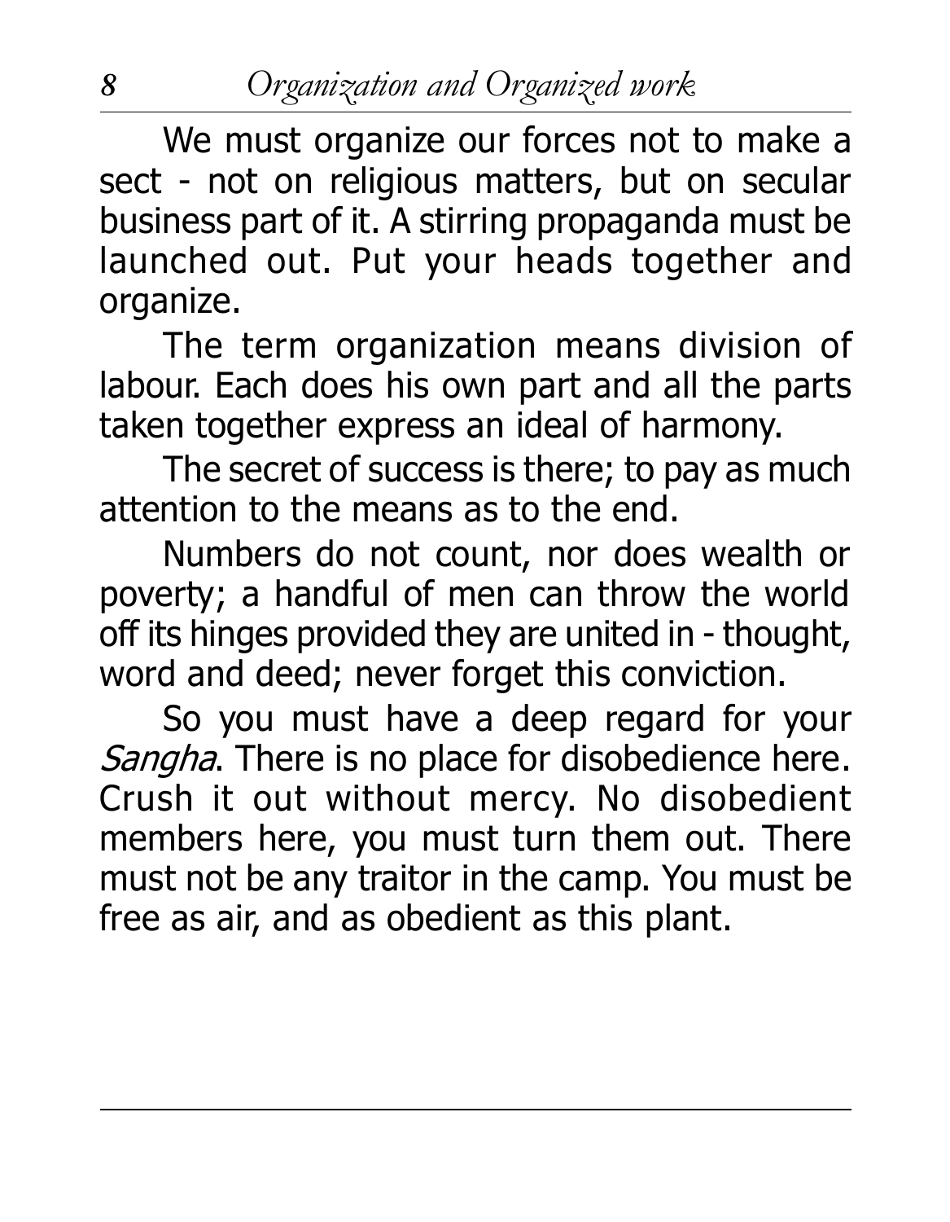We must organize our forces not to make a sect - not on religious matters, but on secular business part of it. A stirring propaganda must be launched out. Put your heads together and organize.

The term organization means division of labour. Each does his own part and all the parts taken together express an ideal of harmony.

The secret of success is there; to pay as much attention to the means as to the end.

Numbers do not count, nor does wealth or poverty; a handful of men can throw the world off its hinges provided they are united in - thought, word and deed; never forget this conviction.

So you must have a deep regard for your *Sangha*. There is no place for disobedience here. Crush it out without mercy. No disobedient members here, you must turn them out. There must not be any traitor in the camp. You must be free as air, and as obedient as this plant.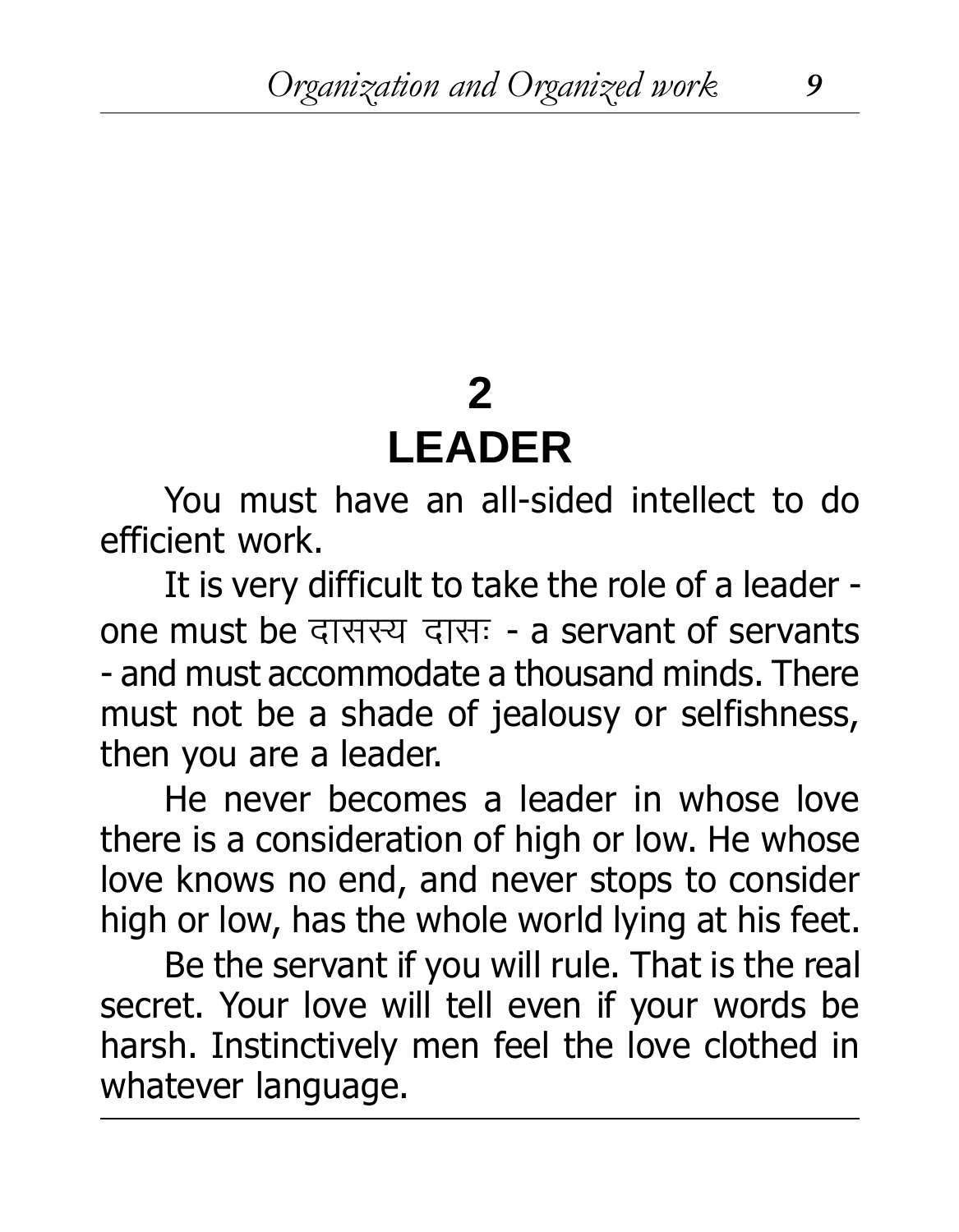# 2
# LEADER

You must have an all-sided intellect to do efficient work.

It is very difficult to take the role of a leader - one must be दासस्य दासः - a servant of servants - and must accommodate a thousand minds. There must not be a shade of jealousy or selfishness, then you are a leader.

He never becomes a leader in whose love there is a consideration of high or low. He whose love knows no end, and never stops to consider high or low, has the whole world lying at his feet.

Be the servant if you will rule. That is the real secret. Your love will tell even if your words be harsh. Instinctively men feel the love clothed in whatever language.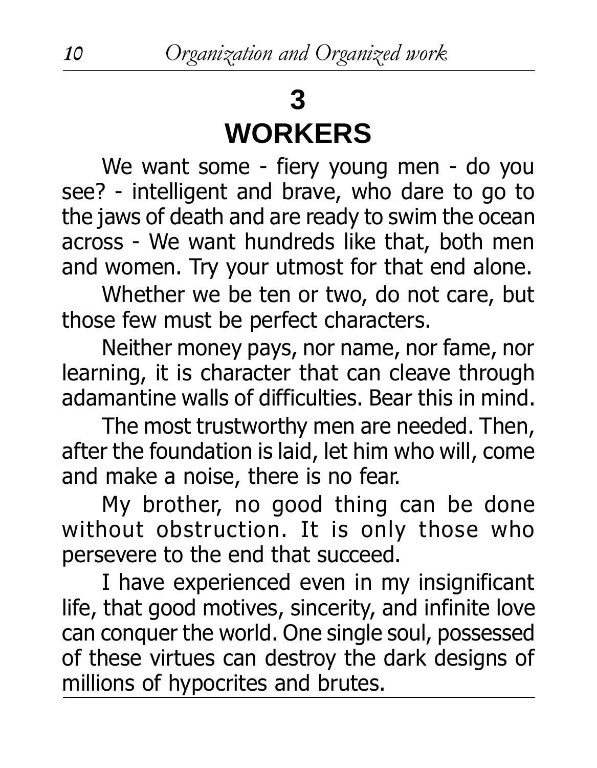# 3
# WORKERS

We want some - fiery young men - do you see? - intelligent and brave, who dare to go to the jaws of death and are ready to swim the ocean across - We want hundreds like that, both men and women. Try your utmost for that end alone.

Whether we be ten or two, do not care, but those few must be perfect characters.

Neither money pays, nor name, nor fame, nor learning, it is character that can cleave through adamantine walls of difficulties. Bear this in mind.

The most trustworthy men are needed. Then, after the foundation is laid, let him who will, come and make a noise, there is no fear.

My brother, no good thing can be done without obstruction. It is only those who persevere to the end that succeed.

I have experienced even in my insignificant life, that good motives, sincerity, and infinite love can conquer the world. One single soul, possessed of these virtues can destroy the dark designs of millions of hypocrites and brutes.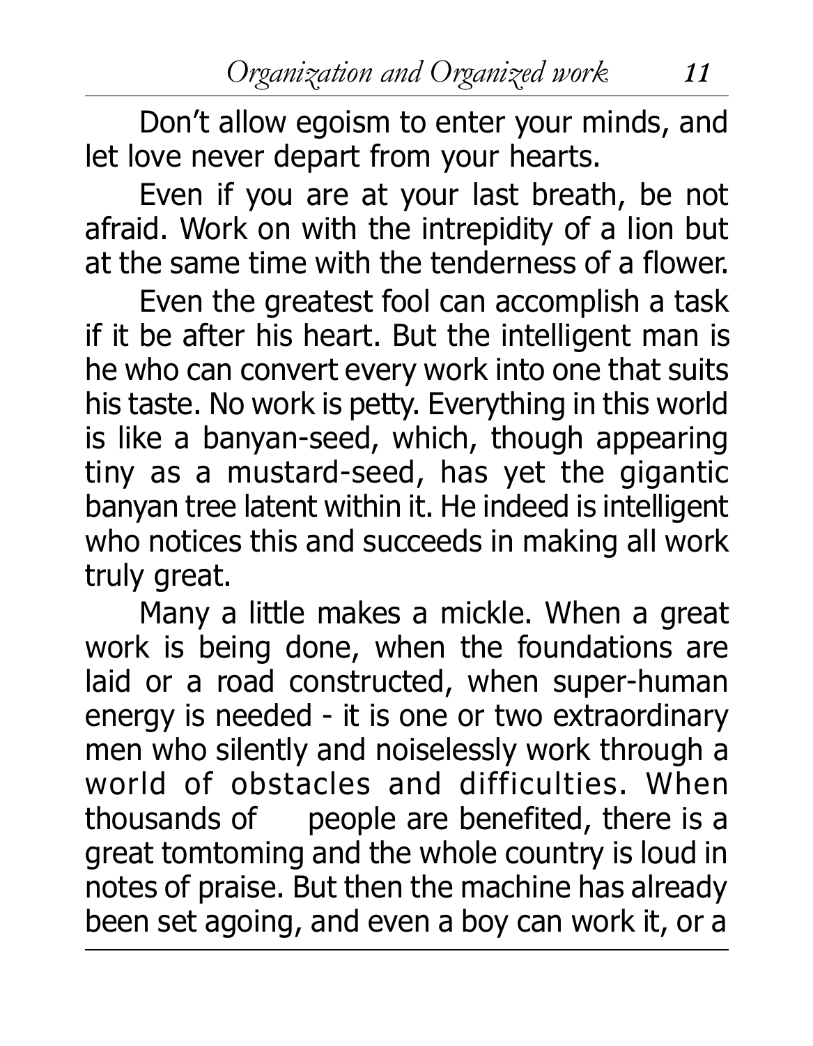Don't allow egoism to enter your minds, and let love never depart from your hearts.

Even if you are at your last breath, be not afraid. Work on with the intrepidity of a lion but at the same time with the tenderness of a flower.

Even the greatest fool can accomplish a task if it be after his heart. But the intelligent man is he who can convert every work into one that suits his taste. No work is petty. Everything in this world is like a banyan-seed, which, though appearing tiny as a mustard-seed, has yet the gigantic banyan tree latent within it. He indeed is intelligent who notices this and succeeds in making all work truly great.

Many a little makes a mickle. When a great work is being done, when the foundations are laid or a road constructed, when super-human energy is needed - it is one or two extraordinary men who silently and noiselessly work through a world of obstacles and difficulties. When thousands of people are benefited, there is a great tomtoming and the whole country is loud in notes of praise. But then the machine has already been set agoing, and even a boy can work it, or a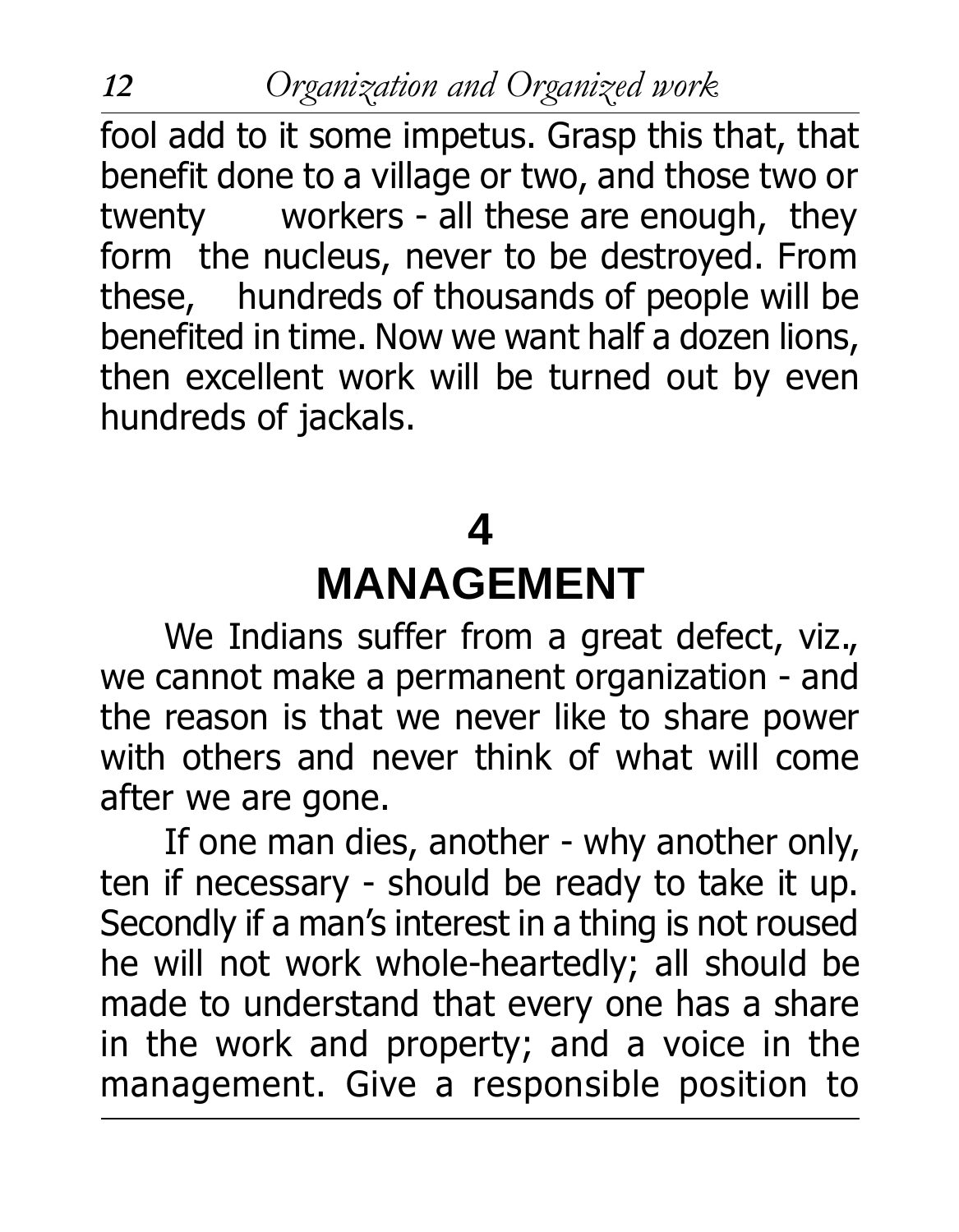fool add to it some impetus. Grasp this that, that benefit done to a village or two, and those two or twenty workers - all these are enough, they form the nucleus, never to be destroyed. From these, hundreds of thousands of people will be benefited in time. Now we want half a dozen lions, then excellent work will be turned out by even hundreds of jackals.

## 4
## MANAGEMENT

We Indians suffer from a great defect, viz., we cannot make a permanent organization - and the reason is that we never like to share power with others and never think of what will come after we are gone.

If one man dies, another - why another only, ten if necessary - should be ready to take it up. Secondly if a man's interest in a thing is not roused he will not work whole-heartedly; all should be made to understand that every one has a share in the work and property; and a voice in the management. Give a responsible position to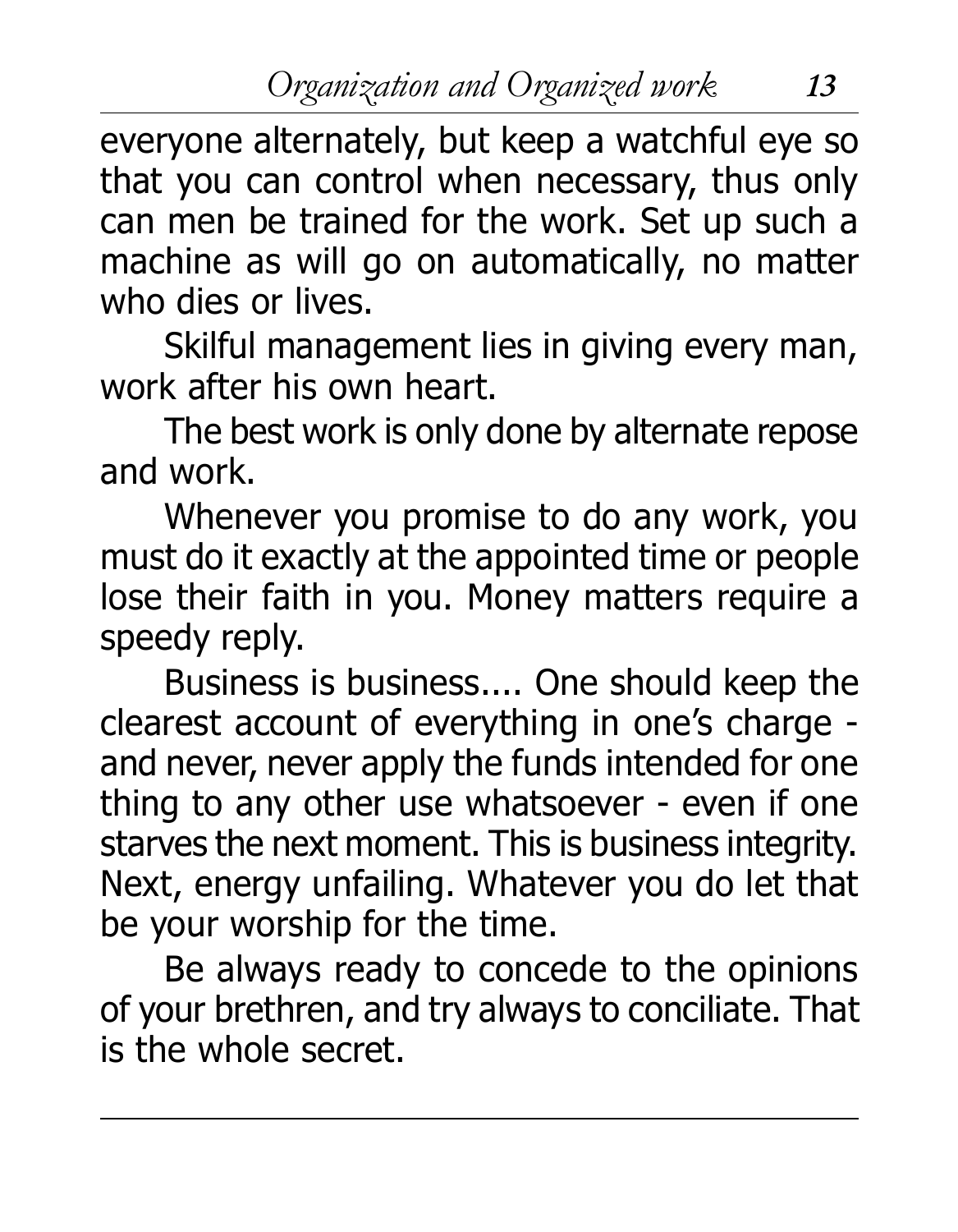everyone alternately, but keep a watchful eye so that you can control when necessary, thus only can men be trained for the work. Set up such a machine as will go on automatically, no matter who dies or lives.

Skilful management lies in giving every man, work after his own heart.

The best work is only done by alternate repose and work.

Whenever you promise to do any work, you must do it exactly at the appointed time or people lose their faith in you. Money matters require a speedy reply.

Business is business.... One should keep the clearest account of everything in one's charge - and never, never apply the funds intended for one thing to any other use whatsoever - even if one starves the next moment. This is business integrity. Next, energy unfailing. Whatever you do let that be your worship for the time.

Be always ready to concede to the opinions of your brethren, and try always to conciliate. That is the whole secret.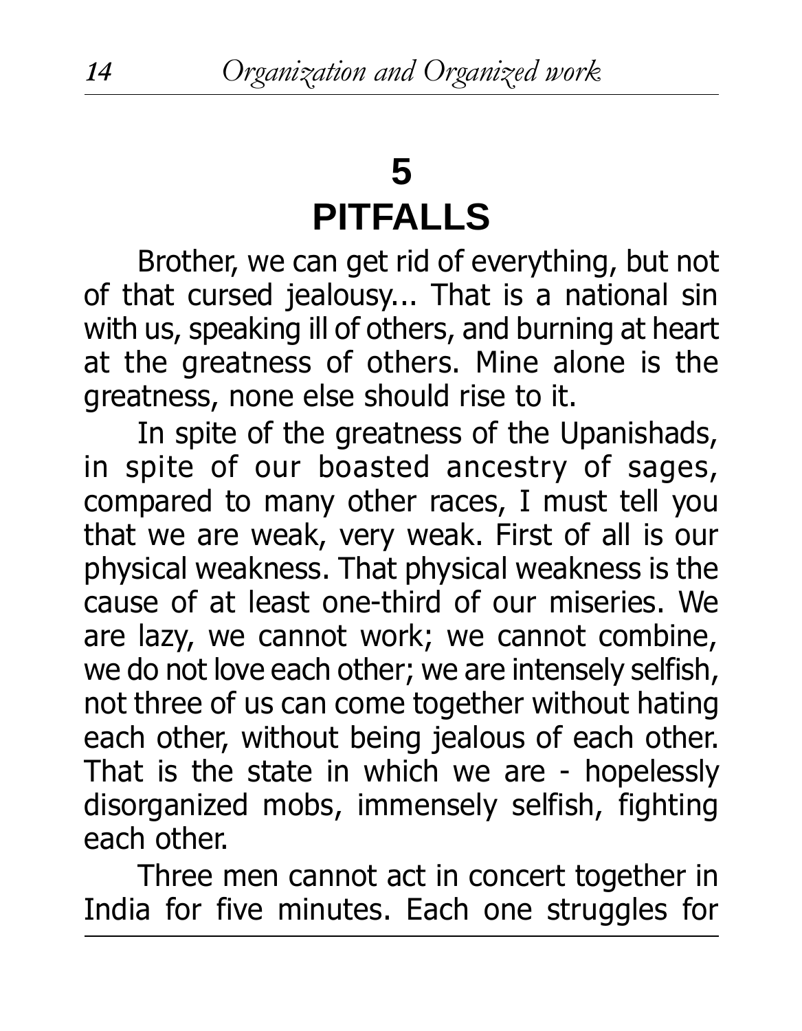# 5
# PITFALLS

Brother, we can get rid of everything, but not of that cursed jealousy... That is a national sin with us, speaking ill of others, and burning at heart at the greatness of others. Mine alone is the greatness, none else should rise to it.

In spite of the greatness of the Upanishads, in spite of our boasted ancestry of sages, compared to many other races, I must tell you that we are weak, very weak. First of all is our physical weakness. That physical weakness is the cause of at least one-third of our miseries. We are lazy, we cannot work; we cannot combine, we do not love each other; we are intensely selfish, not three of us can come together without hating each other, without being jealous of each other. That is the state in which we are - hopelessly disorganized mobs, immensely selfish, fighting each other.

Three men cannot act in concert together in India for five minutes. Each one struggles for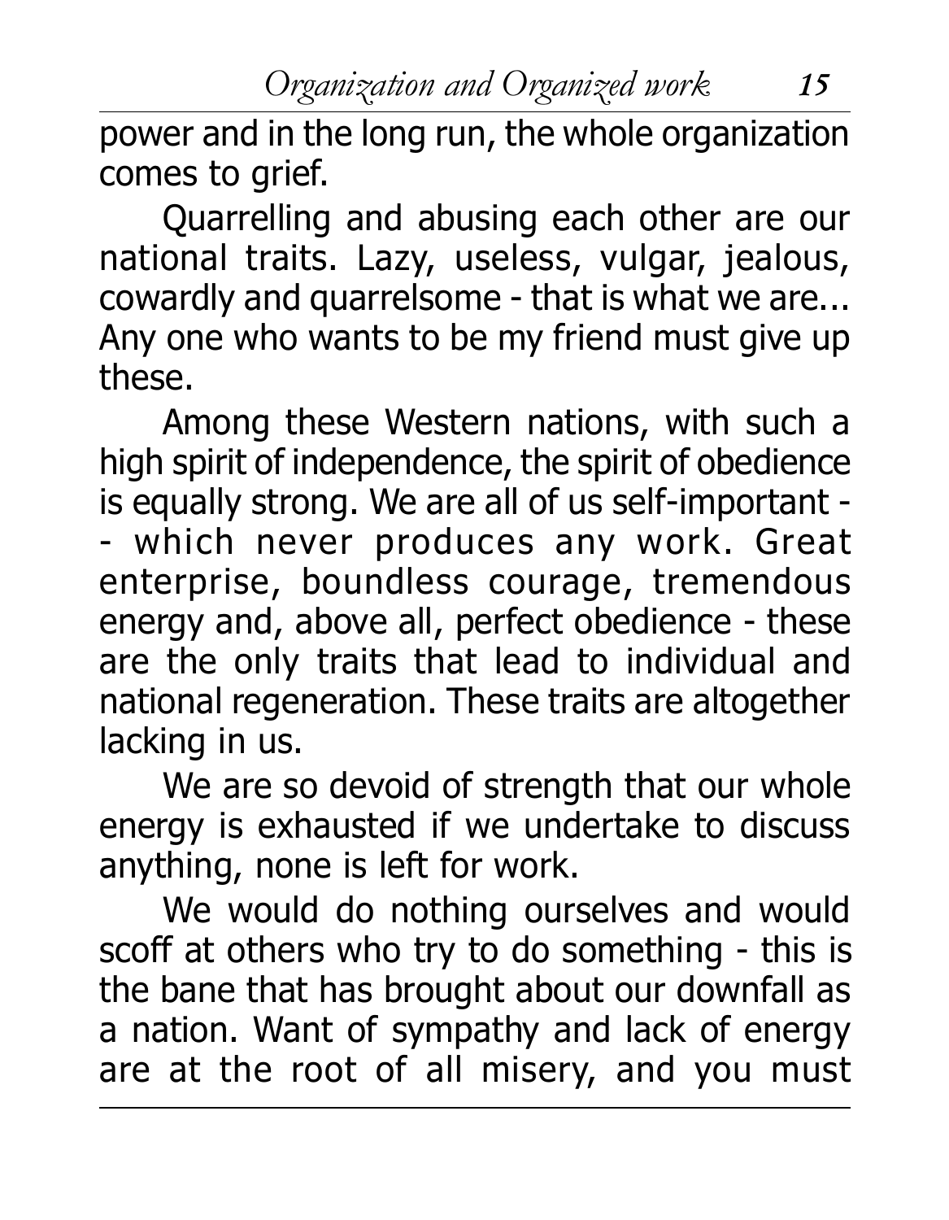power and in the long run, the whole organization comes to grief.

Quarrelling and abusing each other are our national traits. Lazy, useless, vulgar, jealous, cowardly and quarrelsome - that is what we are... Any one who wants to be my friend must give up these.

Among these Western nations, with such a high spirit of independence, the spirit of obedience is equally strong. We are all of us self-important -- which never produces any work. Great enterprise, boundless courage, tremendous energy and, above all, perfect obedience - these are the only traits that lead to individual and national regeneration. These traits are altogether lacking in us.

We are so devoid of strength that our whole energy is exhausted if we undertake to discuss anything, none is left for work.

We would do nothing ourselves and would scoff at others who try to do something - this is the bane that has brought about our downfall as a nation. Want of sympathy and lack of energy are at the root of all misery, and you must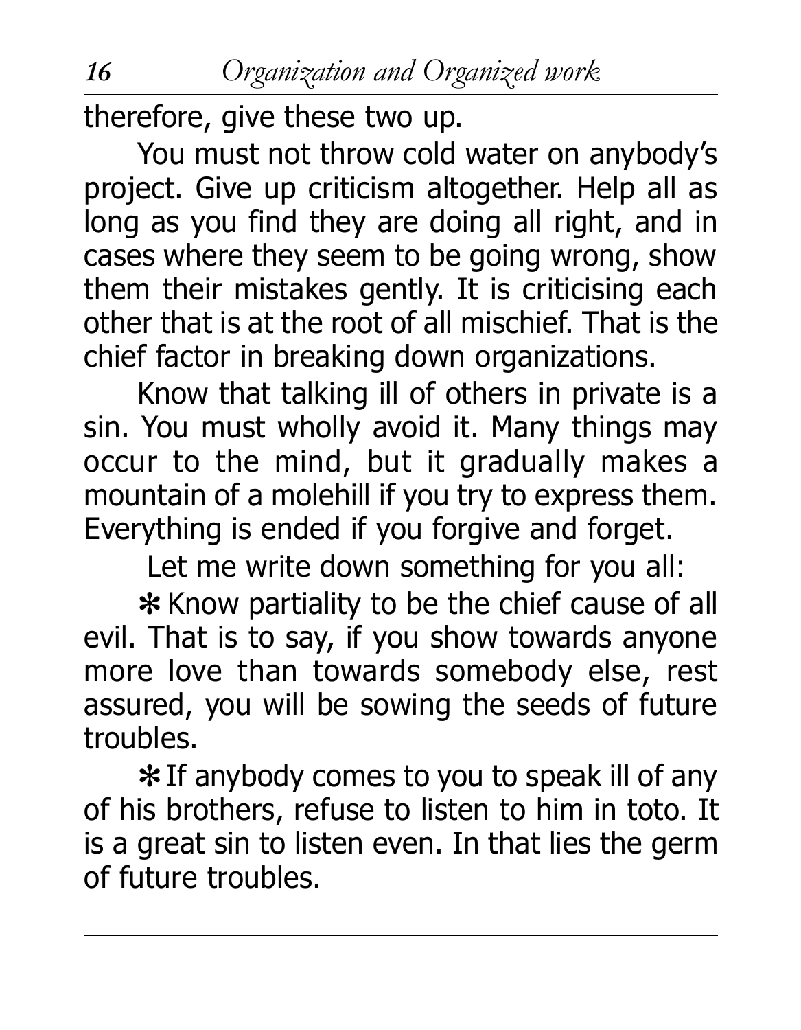therefore, give these two up.

You must not throw cold water on anybody's project. Give up criticism altogether. Help all as long as you find they are doing all right, and in cases where they seem to be going wrong, show them their mistakes gently. It is criticising each other that is at the root of all mischief. That is the chief factor in breaking down organizations.

Know that talking ill of others in private is a sin. You must wholly avoid it. Many things may occur to the mind, but it gradually makes a mountain of a molehill if you try to express them. Everything is ended if you forgive and forget.

Let me write down something for you all:

✻ Know partiality to be the chief cause of all evil. That is to say, if you show towards anyone more love than towards somebody else, rest assured, you will be sowing the seeds of future troubles.

✻ If anybody comes to you to speak ill of any of his brothers, refuse to listen to him in toto. It is a great sin to listen even. In that lies the germ of future troubles.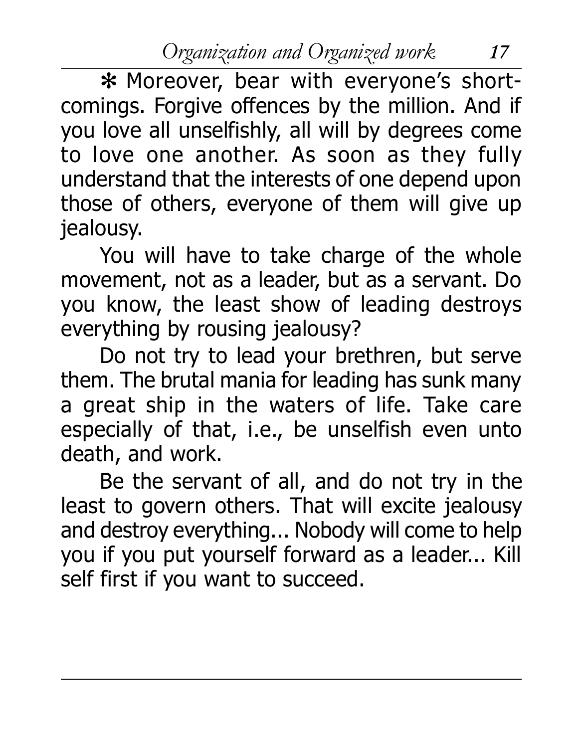✻ Moreover, bear with everyone's shortcomings. Forgive offences by the million. And if you love all unselfishly, all will by degrees come to love one another. As soon as they fully understand that the interests of one depend upon those of others, everyone of them will give up jealousy.

You will have to take charge of the whole movement, not as a leader, but as a servant. Do you know, the least show of leading destroys everything by rousing jealousy?

Do not try to lead your brethren, but serve them. The brutal mania for leading has sunk many a great ship in the waters of life. Take care especially of that, i.e., be unselfish even unto death, and work.

Be the servant of all, and do not try in the least to govern others. That will excite jealousy and destroy everything... Nobody will come to help you if you put yourself forward as a leader... Kill self first if you want to succeed.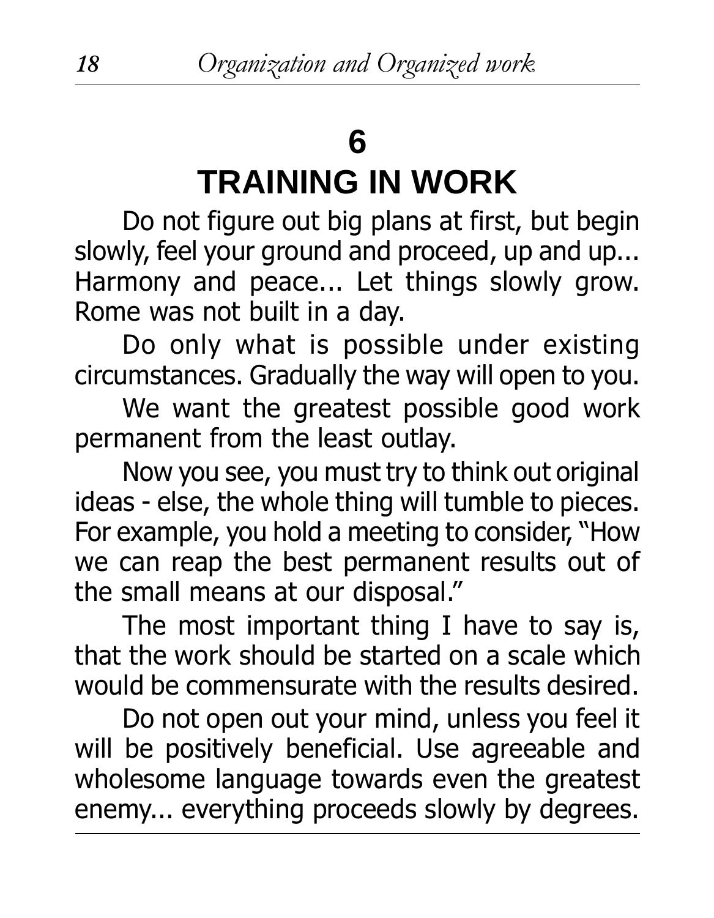# 6

# TRAINING IN WORK

Do not figure out big plans at first, but begin slowly, feel your ground and proceed, up and up... Harmony and peace... Let things slowly grow. Rome was not built in a day.

Do only what is possible under existing circumstances. Gradually the way will open to you.

We want the greatest possible good work permanent from the least outlay.

Now you see, you must try to think out original ideas - else, the whole thing will tumble to pieces. For example, you hold a meeting to consider, "How we can reap the best permanent results out of the small means at our disposal."

The most important thing I have to say is, that the work should be started on a scale which would be commensurate with the results desired.

Do not open out your mind, unless you feel it will be positively beneficial. Use agreeable and wholesome language towards even the greatest enemy... everything proceeds slowly by degrees.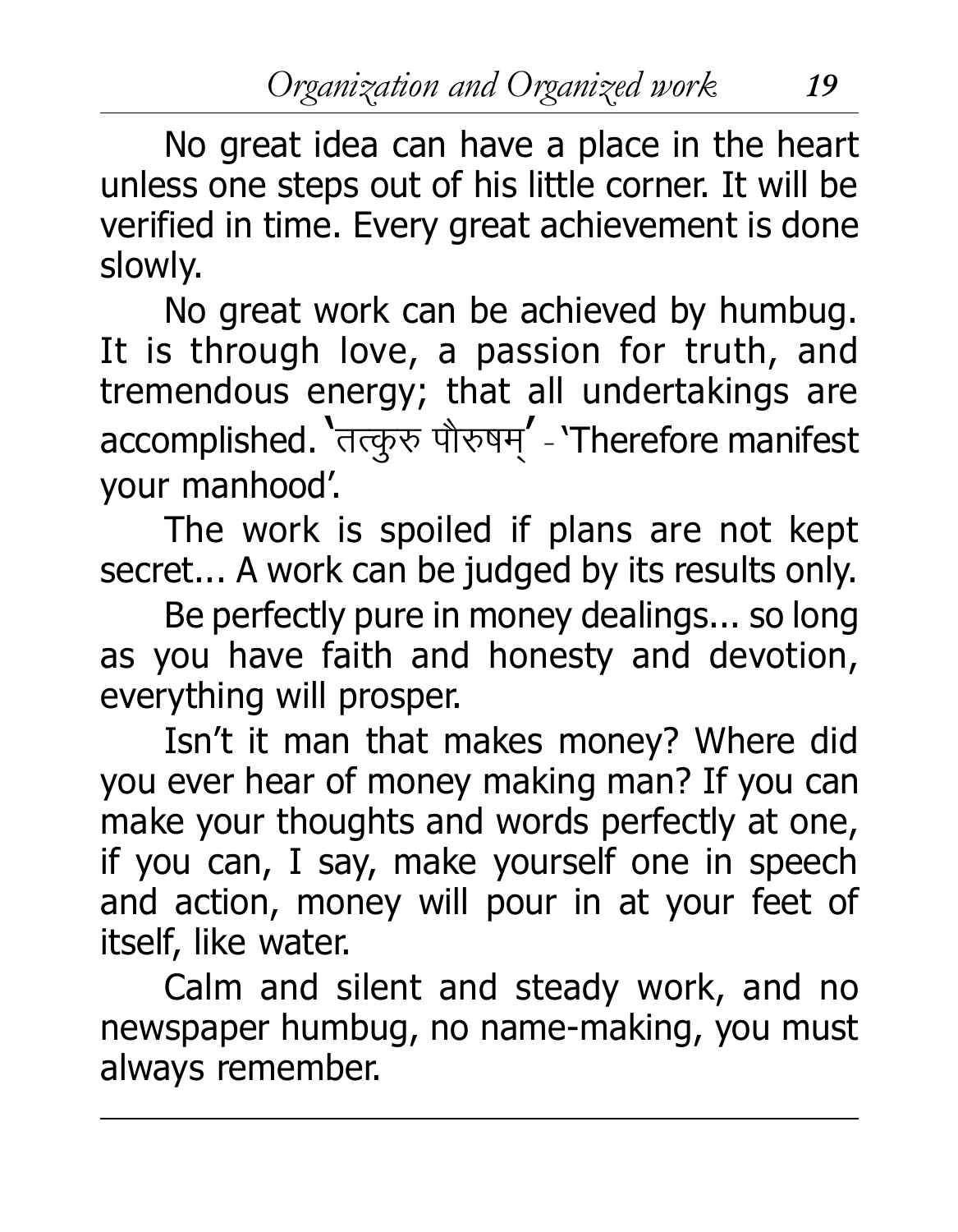No great idea can have a place in the heart unless one steps out of his little corner. It will be verified in time. Every great achievement is done slowly.

No great work can be achieved by humbug. It is through love, a passion for truth, and tremendous energy; that all undertakings are accomplished. 'तत्कुरु पौरुषम्' - 'Therefore manifest your manhood'.

The work is spoiled if plans are not kept secret... A work can be judged by its results only.

Be perfectly pure in money dealings... so long as you have faith and honesty and devotion, everything will prosper.

Isn't it man that makes money? Where did you ever hear of money making man? If you can make your thoughts and words perfectly at one, if you can, I say, make yourself one in speech and action, money will pour in at your feet of itself, like water.

Calm and silent and steady work, and no newspaper humbug, no name-making, you must always remember.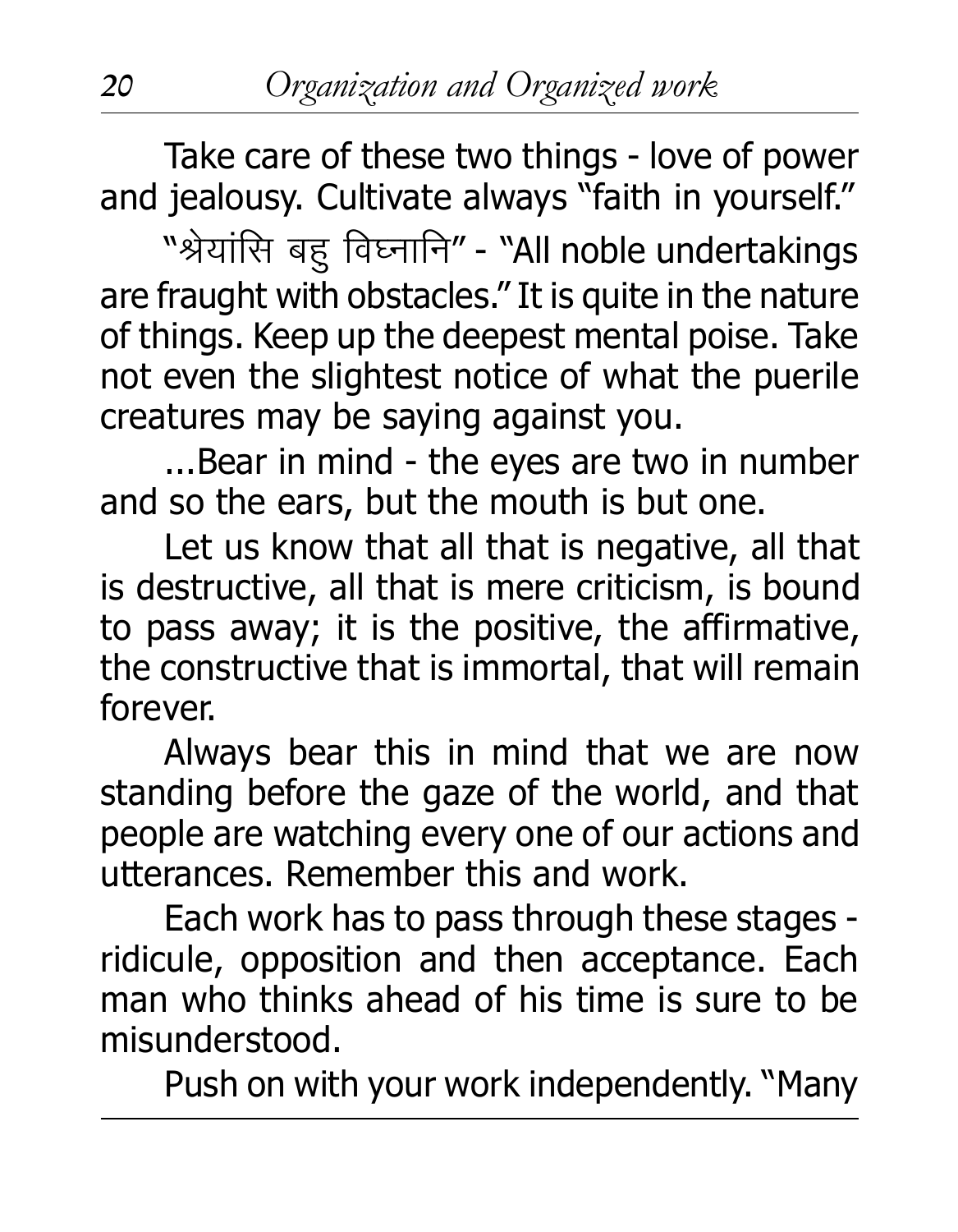Take care of these two things - love of power and jealousy. Cultivate always "faith in yourself."

"श्रेयांसि बहु विघ्नानि" - "All noble undertakings are fraught with obstacles." It is quite in the nature of things. Keep up the deepest mental poise. Take not even the slightest notice of what the puerile creatures may be saying against you.

...Bear in mind - the eyes are two in number and so the ears, but the mouth is but one.

Let us know that all that is negative, all that is destructive, all that is mere criticism, is bound to pass away; it is the positive, the affirmative, the constructive that is immortal, that will remain forever.

Always bear this in mind that we are now standing before the gaze of the world, and that people are watching every one of our actions and utterances. Remember this and work.

Each work has to pass through these stages - ridicule, opposition and then acceptance. Each man who thinks ahead of his time is sure to be misunderstood.

Push on with your work independently. "Many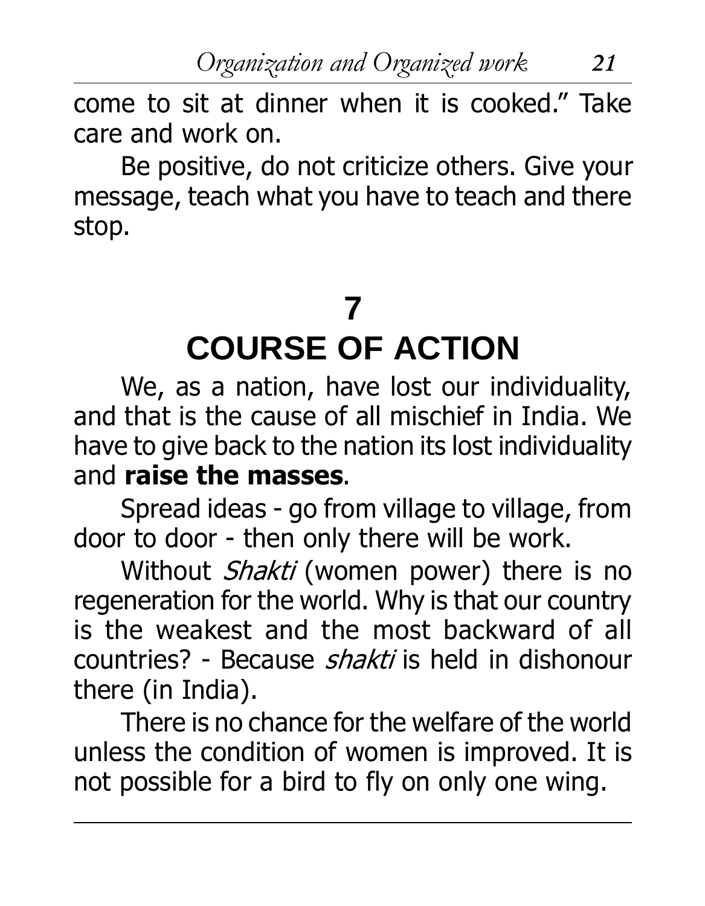come to sit at dinner when it is cooked." Take care and work on.

Be positive, do not criticize others. Give your message, teach what you have to teach and there stop.

## 7
## COURSE OF ACTION

We, as a nation, have lost our individuality, and that is the cause of all mischief in India. We have to give back to the nation its lost individuality and **raise the masses**.

Spread ideas - go from village to village, from door to door - then only there will be work.

Without *Shakti* (women power) there is no regeneration for the world. Why is that our country is the weakest and the most backward of all countries? - Because *shakti* is held in dishonour there (in India).

There is no chance for the welfare of the world unless the condition of women is improved. It is not possible for a bird to fly on only one wing.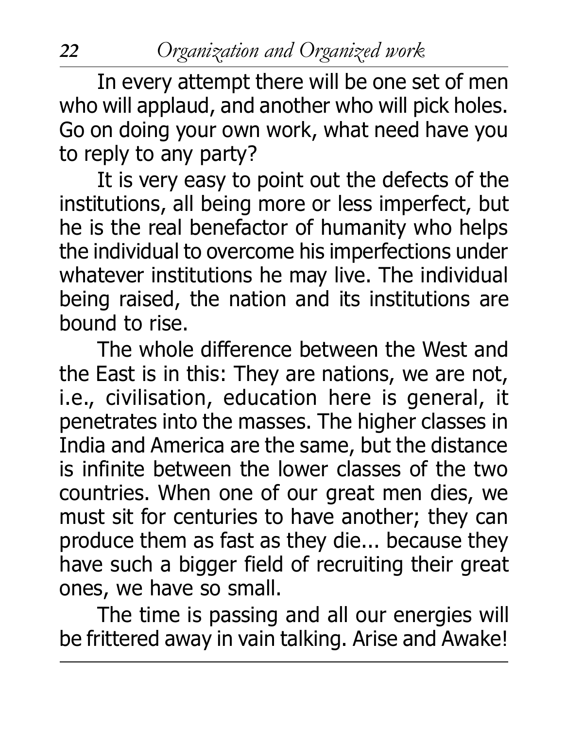In every attempt there will be one set of men who will applaud, and another who will pick holes. Go on doing your own work, what need have you to reply to any party?

It is very easy to point out the defects of the institutions, all being more or less imperfect, but he is the real benefactor of humanity who helps the individual to overcome his imperfections under whatever institutions he may live. The individual being raised, the nation and its institutions are bound to rise.

The whole difference between the West and the East is in this: They are nations, we are not, i.e., civilisation, education here is general, it penetrates into the masses. The higher classes in India and America are the same, but the distance is infinite between the lower classes of the two countries. When one of our great men dies, we must sit for centuries to have another; they can produce them as fast as they die... because they have such a bigger field of recruiting their great ones, we have so small.

The time is passing and all our energies will be frittered away in vain talking. Arise and Awake!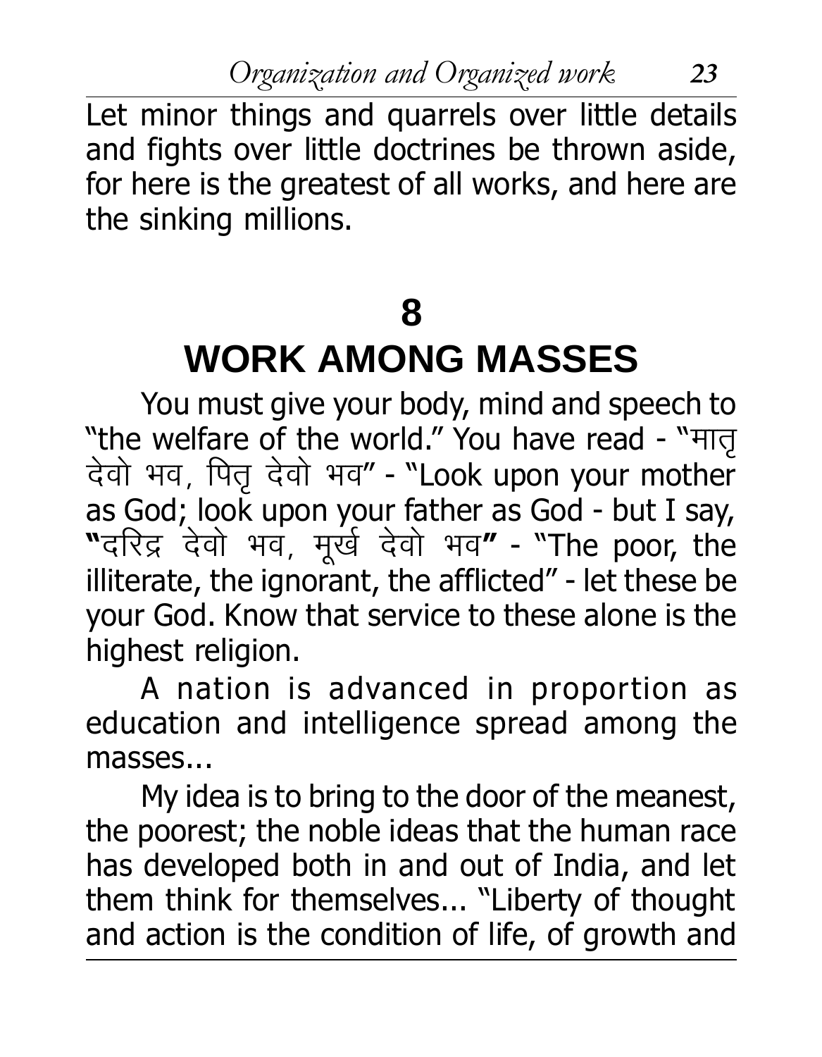Let minor things and quarrels over little details and fights over little doctrines be thrown aside, for here is the greatest of all works, and here are the sinking millions.

# 8

# WORK AMONG MASSES

You must give your body, mind and speech to "the welfare of the world." You have read - "मातृ देवो भव, पितृ देवो भव" - "Look upon your mother as God; look upon your father as God - but I say, **"**दरिद्र देवो भव, मूर्ख देवो भव**"** - "The poor, the illiterate, the ignorant, the afflicted" - let these be your God. Know that service to these alone is the highest religion.

A nation is advanced in proportion as education and intelligence spread among the masses...

My idea is to bring to the door of the meanest, the poorest; the noble ideas that the human race has developed both in and out of India, and let them think for themselves... "Liberty of thought and action is the condition of life, of growth and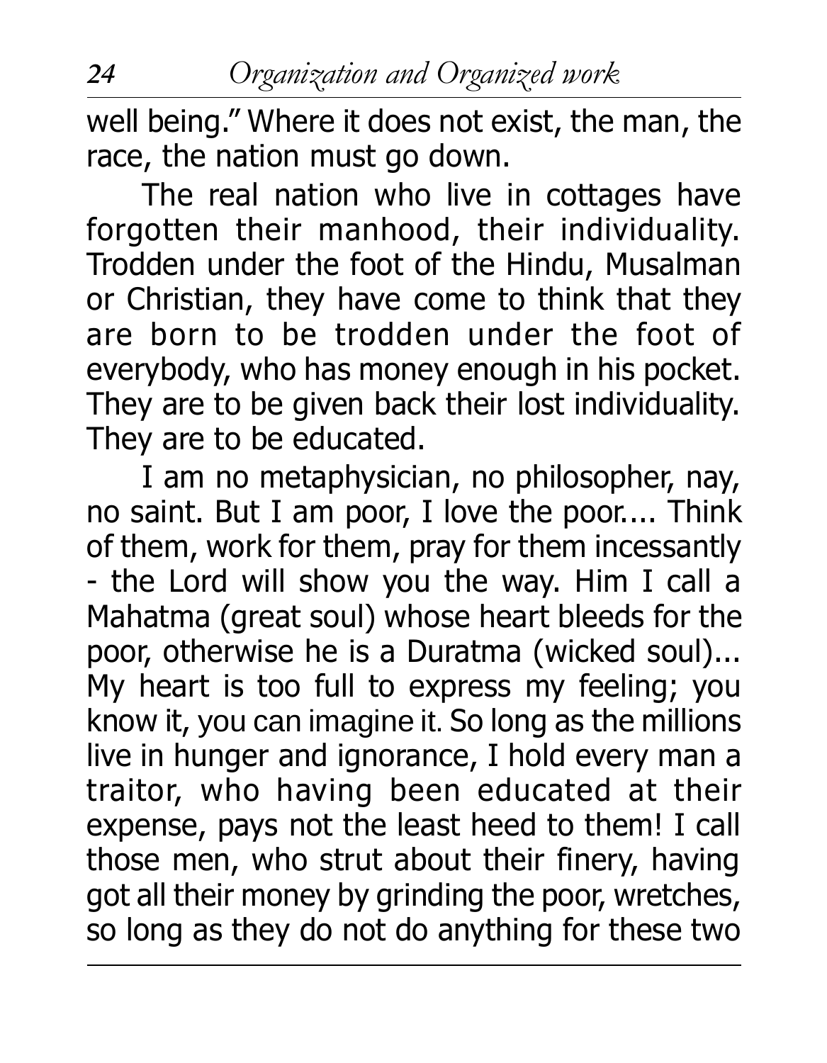well being." Where it does not exist, the man, the race, the nation must go down.

The real nation who live in cottages have forgotten their manhood, their individuality. Trodden under the foot of the Hindu, Musalman or Christian, they have come to think that they are born to be trodden under the foot of everybody, who has money enough in his pocket. They are to be given back their lost individuality. They are to be educated.

I am no metaphysician, no philosopher, nay, no saint. But I am poor, I love the poor.... Think of them, work for them, pray for them incessantly - the Lord will show you the way. Him I call a Mahatma (great soul) whose heart bleeds for the poor, otherwise he is a Duratma (wicked soul)... My heart is too full to express my feeling; you know it, you can imagine it. So long as the millions live in hunger and ignorance, I hold every man a traitor, who having been educated at their expense, pays not the least heed to them! I call those men, who strut about their finery, having got all their money by grinding the poor, wretches, so long as they do not do anything for these two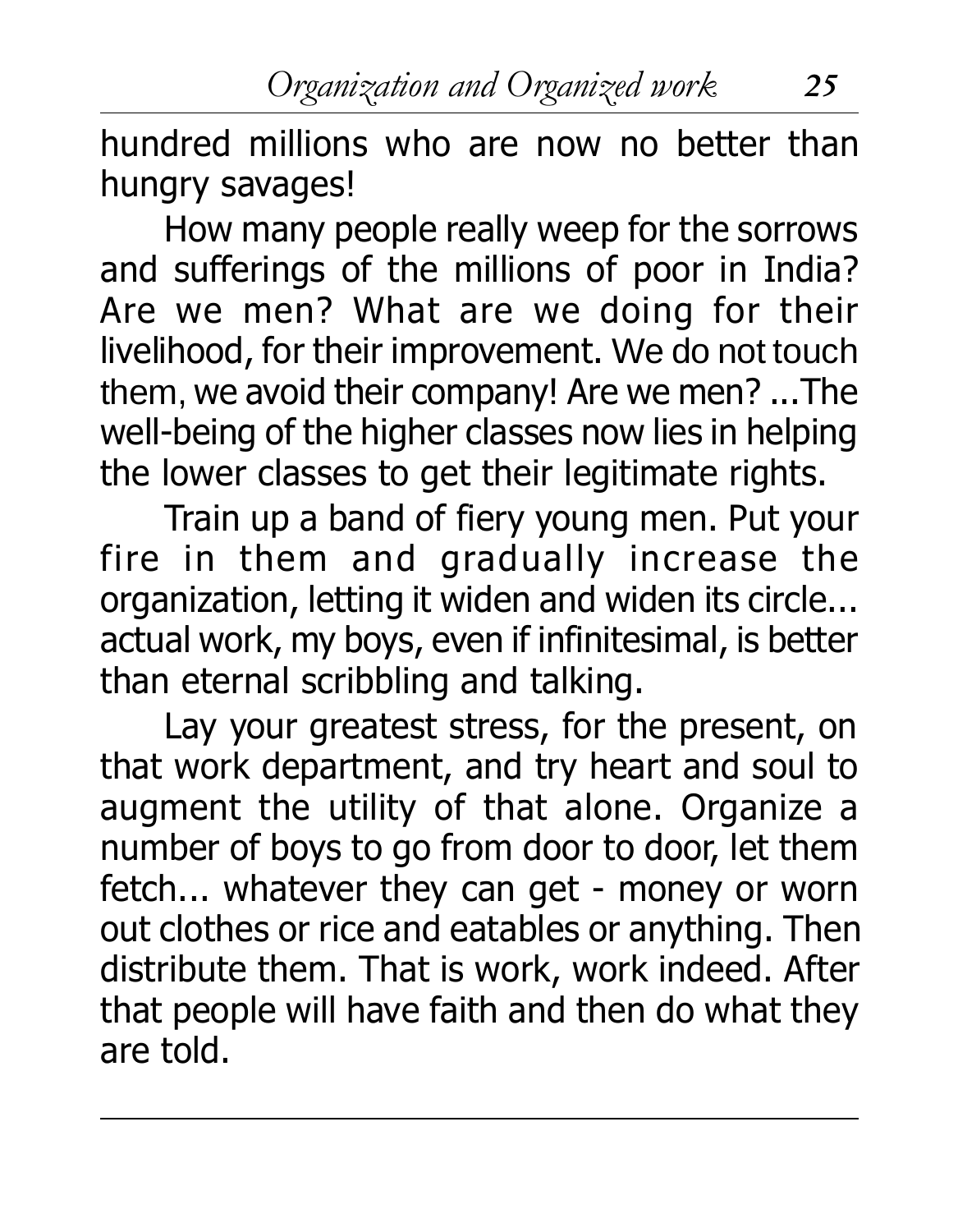hundred millions who are now no better than hungry savages!

How many people really weep for the sorrows and sufferings of the millions of poor in India? Are we men? What are we doing for their livelihood, for their improvement. We do not touch them, we avoid their company! Are we men? ...The well-being of the higher classes now lies in helping the lower classes to get their legitimate rights.

Train up a band of fiery young men. Put your fire in them and gradually increase the organization, letting it widen and widen its circle... actual work, my boys, even if infinitesimal, is better than eternal scribbling and talking.

Lay your greatest stress, for the present, on that work department, and try heart and soul to augment the utility of that alone. Organize a number of boys to go from door to door, let them fetch... whatever they can get - money or worn out clothes or rice and eatables or anything. Then distribute them. That is work, work indeed. After that people will have faith and then do what they are told.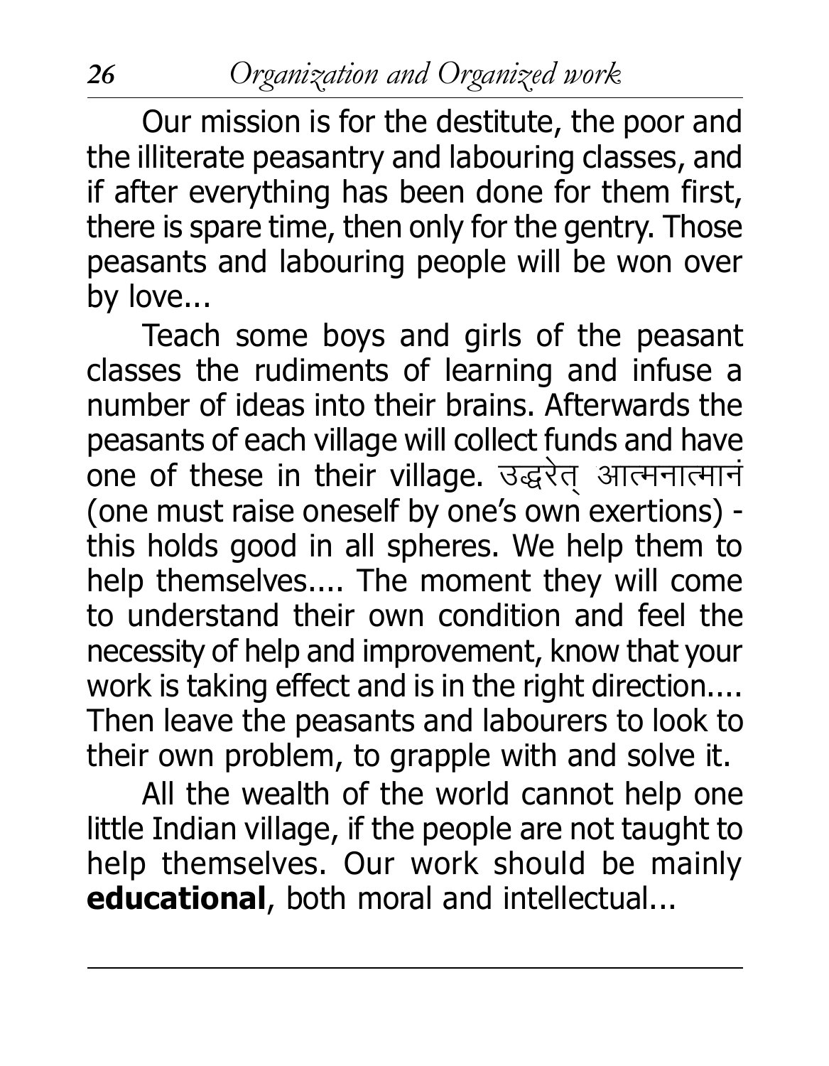Our mission is for the destitute, the poor and the illiterate peasantry and labouring classes, and if after everything has been done for them first, there is spare time, then only for the gentry. Those peasants and labouring people will be won over by love...

Teach some boys and girls of the peasant classes the rudiments of learning and infuse a number of ideas into their brains. Afterwards the peasants of each village will collect funds and have one of these in their village. उद्धरेत् आत्मनात्मानं (one must raise oneself by one's own exertions) - this holds good in all spheres. We help them to help themselves.... The moment they will come to understand their own condition and feel the necessity of help and improvement, know that your work is taking effect and is in the right direction.... Then leave the peasants and labourers to look to their own problem, to grapple with and solve it.

All the wealth of the world cannot help one little Indian village, if the people are not taught to help themselves. Our work should be mainly **educational**, both moral and intellectual...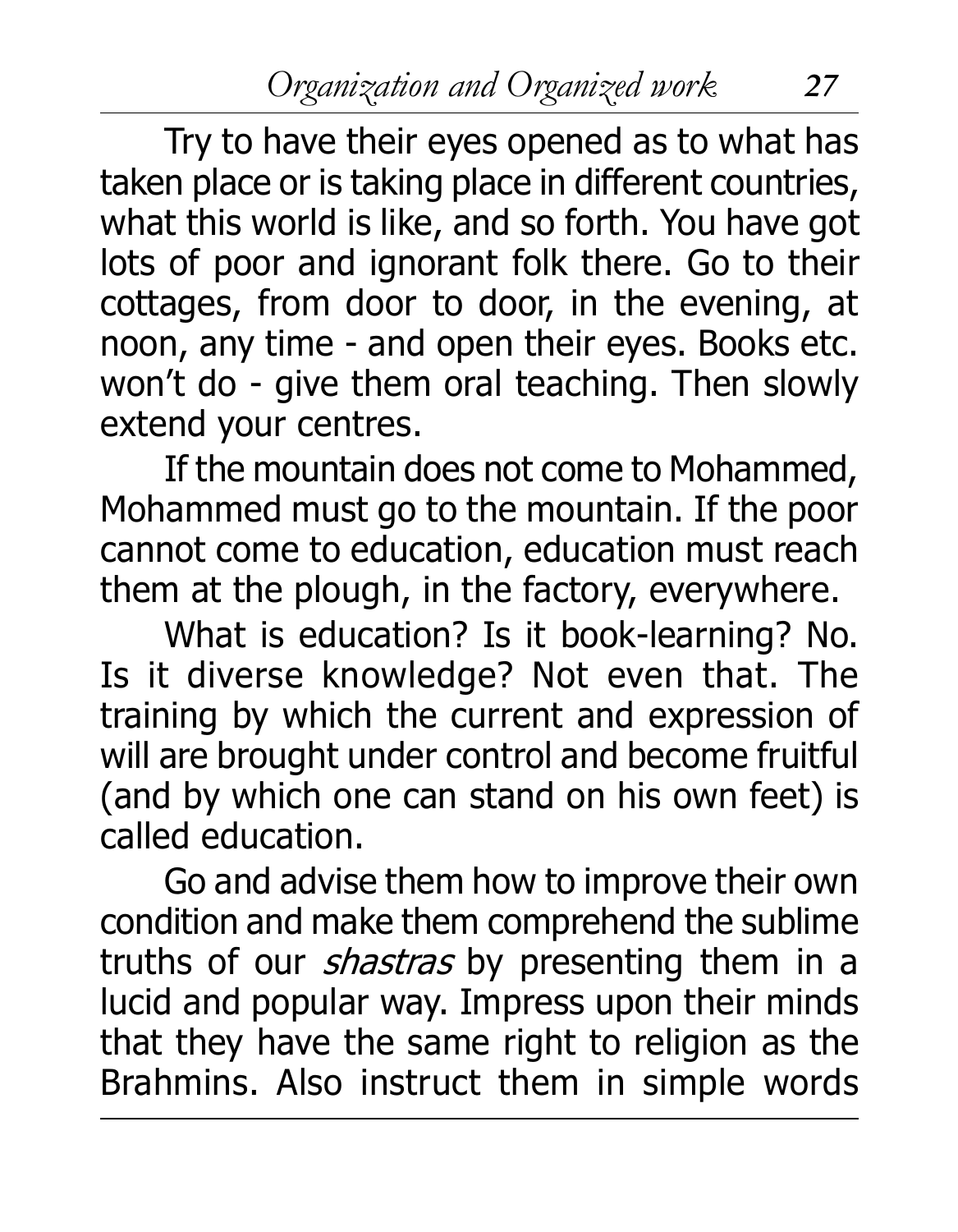Try to have their eyes opened as to what has taken place or is taking place in different countries, what this world is like, and so forth. You have got lots of poor and ignorant folk there. Go to their cottages, from door to door, in the evening, at noon, any time - and open their eyes. Books etc. won't do - give them oral teaching. Then slowly extend your centres.

If the mountain does not come to Mohammed, Mohammed must go to the mountain. If the poor cannot come to education, education must reach them at the plough, in the factory, everywhere.

What is education? Is it book-learning? No. Is it diverse knowledge? Not even that. The training by which the current and expression of will are brought under control and become fruitful (and by which one can stand on his own feet) is called education.

Go and advise them how to improve their own condition and make them comprehend the sublime truths of our *shastras* by presenting them in a lucid and popular way. Impress upon their minds that they have the same right to religion as the Brahmins. Also instruct them in simple words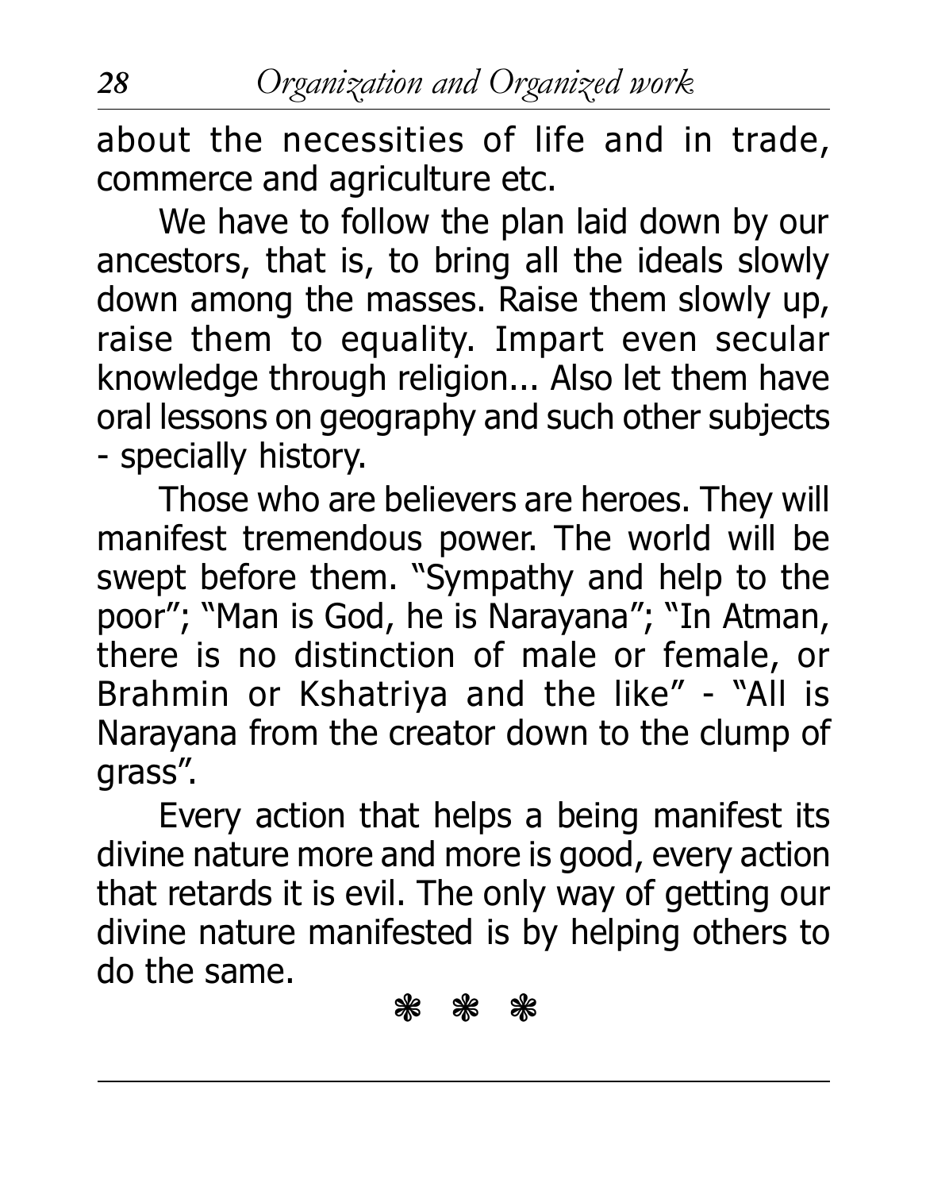about the necessities of life and in trade, commerce and agriculture etc.

We have to follow the plan laid down by our ancestors, that is, to bring all the ideals slowly down among the masses. Raise them slowly up, raise them to equality. Impart even secular knowledge through religion... Also let them have oral lessons on geography and such other subjects - specially history.

Those who are believers are heroes. They will manifest tremendous power. The world will be swept before them. "Sympathy and help to the poor"; "Man is God, he is Narayana"; "In Atman, there is no distinction of male or female, or Brahmin or Kshatriya and the like" - "All is Narayana from the creator down to the clump of grass".

Every action that helps a being manifest its divine nature more and more is good, every action that retards it is evil. The only way of getting our divine nature manifested is by helping others to do the same.

❃ ❃ ❃